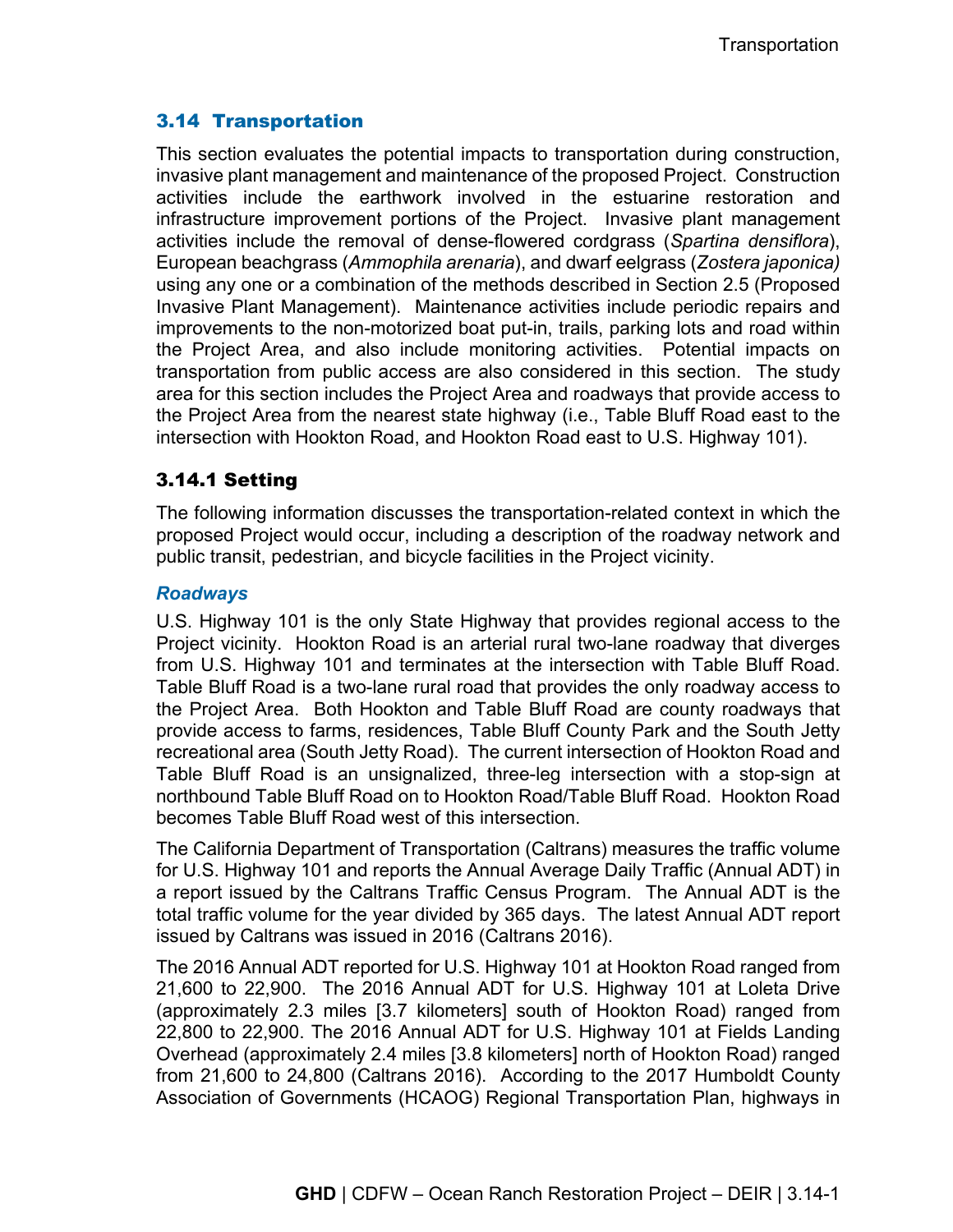## 3.14 Transportation

This section evaluates the potential impacts to transportation during construction, invasive plant management and maintenance of the proposed Project. Construction activities include the earthwork involved in the estuarine restoration and infrastructure improvement portions of the Project. Invasive plant management activities include the removal of dense-flowered cordgrass (*Spartina densiflora*), European beachgrass (*Ammophila arenaria*), and dwarf eelgrass (*Zostera japonica)* using any one or a combination of the methods described in Section 2.5 (Proposed Invasive Plant Management). Maintenance activities include periodic repairs and improvements to the non-motorized boat put-in, trails, parking lots and road within the Project Area, and also include monitoring activities. Potential impacts on transportation from public access are also considered in this section. The study area for this section includes the Project Area and roadways that provide access to the Project Area from the nearest state highway (i.e., Table Bluff Road east to the intersection with Hookton Road, and Hookton Road east to U.S. Highway 101).

### 3.14.1 Setting

The following information discusses the transportation-related context in which the proposed Project would occur, including a description of the roadway network and public transit, pedestrian, and bicycle facilities in the Project vicinity.

#### *Roadways*

U.S. Highway 101 is the only State Highway that provides regional access to the Project vicinity. Hookton Road is an arterial rural two-lane roadway that diverges from U.S. Highway 101 and terminates at the intersection with Table Bluff Road. Table Bluff Road is a two-lane rural road that provides the only roadway access to the Project Area. Both Hookton and Table Bluff Road are county roadways that provide access to farms, residences, Table Bluff County Park and the South Jetty recreational area (South Jetty Road). The current intersection of Hookton Road and Table Bluff Road is an unsignalized, three-leg intersection with a stop-sign at northbound Table Bluff Road on to Hookton Road/Table Bluff Road. Hookton Road becomes Table Bluff Road west of this intersection.

The California Department of Transportation (Caltrans) measures the traffic volume for U.S. Highway 101 and reports the Annual Average Daily Traffic (Annual ADT) in a report issued by the Caltrans Traffic Census Program. The Annual ADT is the total traffic volume for the year divided by 365 days. The latest Annual ADT report issued by Caltrans was issued in 2016 (Caltrans 2016).

The 2016 Annual ADT reported for U.S. Highway 101 at Hookton Road ranged from 21,600 to 22,900. The 2016 Annual ADT for U.S. Highway 101 at Loleta Drive (approximately 2.3 miles [3.7 kilometers] south of Hookton Road) ranged from 22,800 to 22,900. The 2016 Annual ADT for U.S. Highway 101 at Fields Landing Overhead (approximately 2.4 miles [3.8 kilometers] north of Hookton Road) ranged from 21,600 to 24,800 (Caltrans 2016). According to the 2017 Humboldt County Association of Governments (HCAOG) Regional Transportation Plan, highways in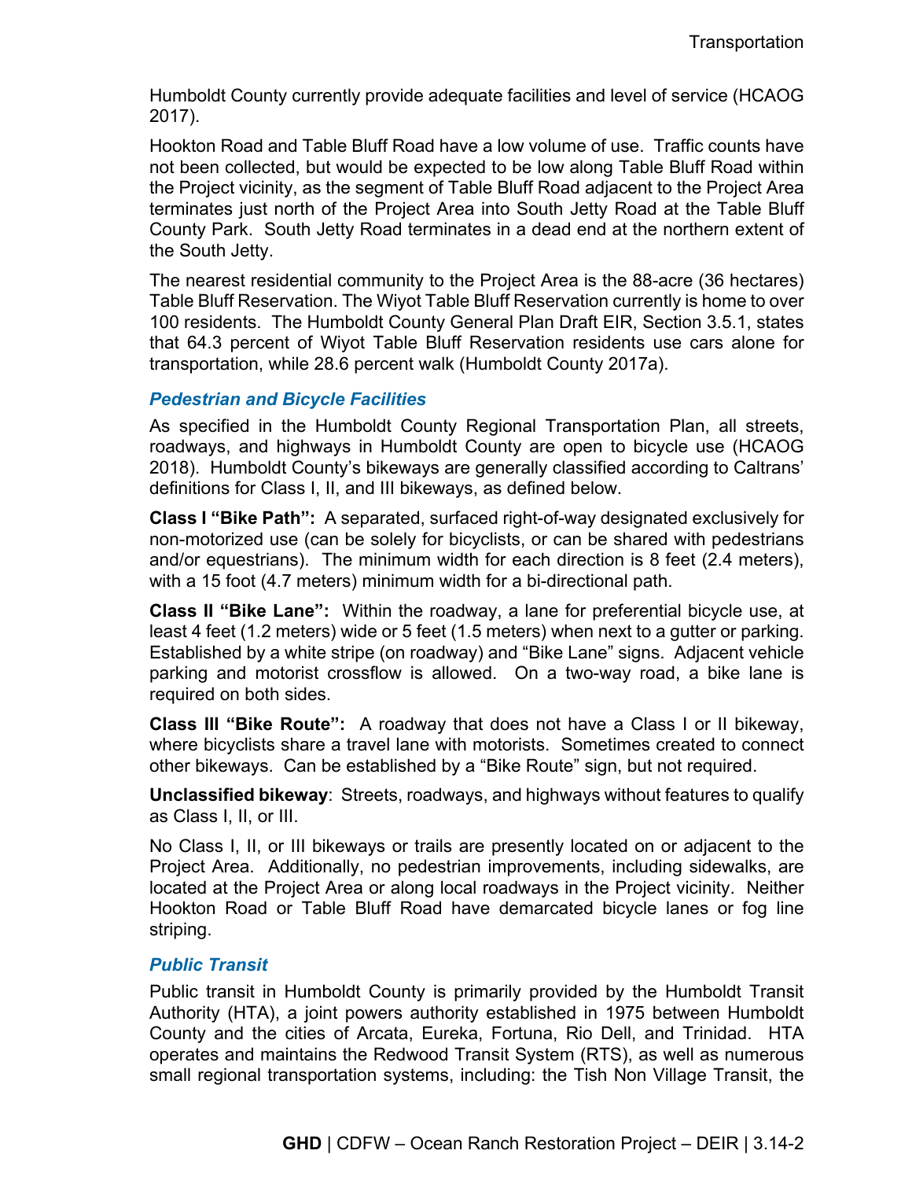Humboldt County currently provide adequate facilities and level of service (HCAOG 2017).

Hookton Road and Table Bluff Road have a low volume of use. Traffic counts have not been collected, but would be expected to be low along Table Bluff Road within the Project vicinity, as the segment of Table Bluff Road adjacent to the Project Area terminates just north of the Project Area into South Jetty Road at the Table Bluff County Park. South Jetty Road terminates in a dead end at the northern extent of the South Jetty.

The nearest residential community to the Project Area is the 88-acre (36 hectares) Table Bluff Reservation. The Wiyot Table Bluff Reservation currently is home to over 100 residents. The Humboldt County General Plan Draft EIR, Section 3.5.1, states that 64.3 percent of Wiyot Table Bluff Reservation residents use cars alone for transportation, while 28.6 percent walk (Humboldt County 2017a).

### *Pedestrian and Bicycle Facilities*

As specified in the Humboldt County Regional Transportation Plan, all streets, roadways, and highways in Humboldt County are open to bicycle use (HCAOG 2018). Humboldt County's bikeways are generally classified according to Caltrans' definitions for Class I, II, and III bikeways, as defined below.

**Class I "Bike Path":** A separated, surfaced right-of-way designated exclusively for non-motorized use (can be solely for bicyclists, or can be shared with pedestrians and/or equestrians). The minimum width for each direction is 8 feet (2.4 meters), with a 15 foot (4.7 meters) minimum width for a bi-directional path.

**Class II "Bike Lane":** Within the roadway, a lane for preferential bicycle use, at least 4 feet (1.2 meters) wide or 5 feet (1.5 meters) when next to a gutter or parking. Established by a white stripe (on roadway) and "Bike Lane" signs. Adjacent vehicle parking and motorist crossflow is allowed. On a two-way road, a bike lane is required on both sides.

**Class III "Bike Route":** A roadway that does not have a Class I or II bikeway, where bicyclists share a travel lane with motorists. Sometimes created to connect other bikeways. Can be established by a "Bike Route" sign, but not required.

**Unclassified bikeway**: Streets, roadways, and highways without features to qualify as Class I, II, or III.

No Class I, II, or III bikeways or trails are presently located on or adjacent to the Project Area. Additionally, no pedestrian improvements, including sidewalks, are located at the Project Area or along local roadways in the Project vicinity. Neither Hookton Road or Table Bluff Road have demarcated bicycle lanes or fog line striping.

### *Public Transit*

Public transit in Humboldt County is primarily provided by the Humboldt Transit Authority (HTA), a joint powers authority established in 1975 between Humboldt County and the cities of Arcata, Eureka, Fortuna, Rio Dell, and Trinidad. HTA operates and maintains the Redwood Transit System (RTS), as well as numerous small regional transportation systems, including: the Tish Non Village Transit, the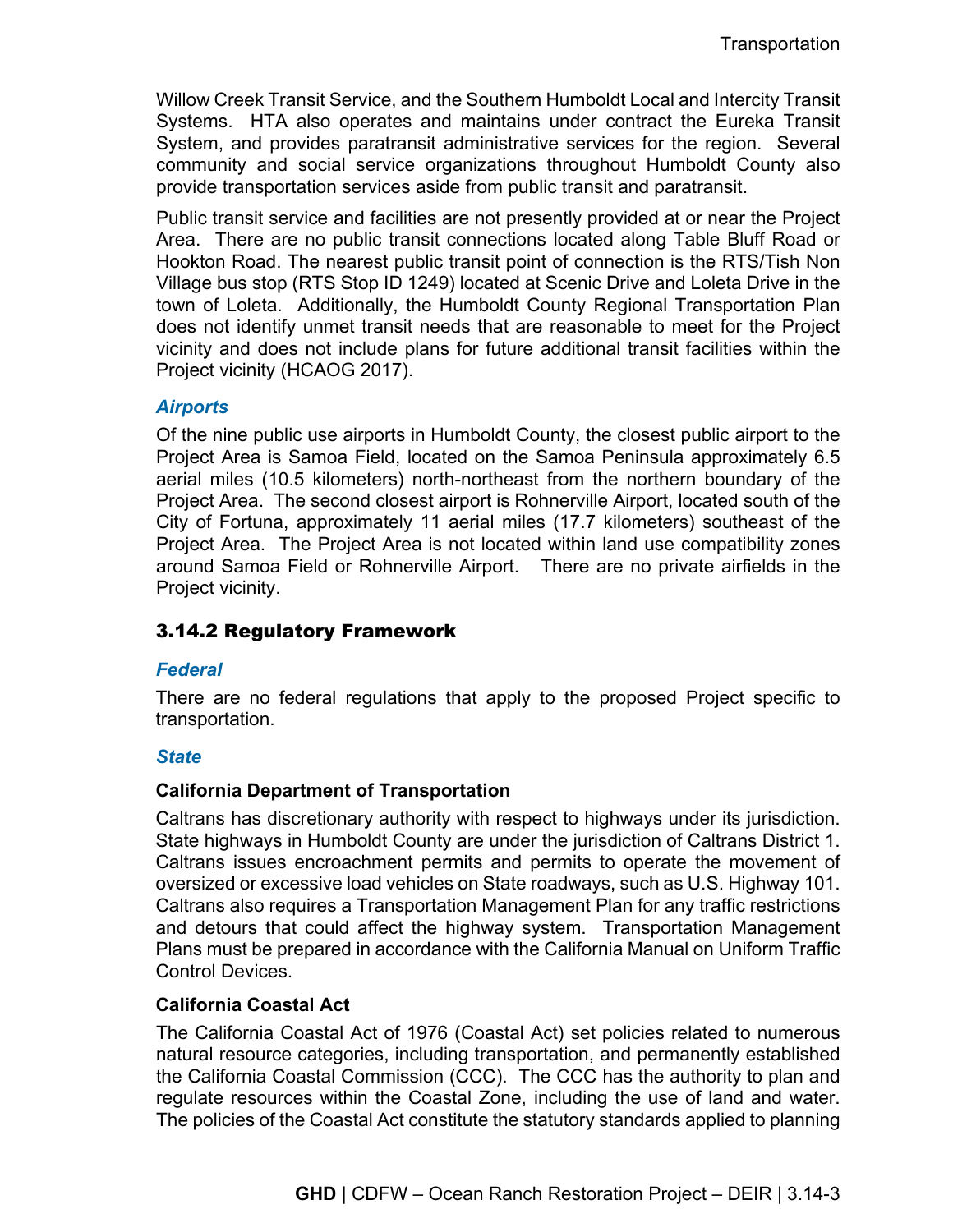Willow Creek Transit Service, and the Southern Humboldt Local and Intercity Transit Systems. HTA also operates and maintains under contract the Eureka Transit System, and provides paratransit administrative services for the region. Several community and social service organizations throughout Humboldt County also provide transportation services aside from public transit and paratransit.

Public transit service and facilities are not presently provided at or near the Project Area. There are no public transit connections located along Table Bluff Road or Hookton Road. The nearest public transit point of connection is the RTS/Tish Non Village bus stop (RTS Stop ID 1249) located at Scenic Drive and Loleta Drive in the town of Loleta. Additionally, the Humboldt County Regional Transportation Plan does not identify unmet transit needs that are reasonable to meet for the Project vicinity and does not include plans for future additional transit facilities within the Project vicinity (HCAOG 2017).

### *Airports*

Of the nine public use airports in Humboldt County, the closest public airport to the Project Area is Samoa Field, located on the Samoa Peninsula approximately 6.5 aerial miles (10.5 kilometers) north-northeast from the northern boundary of the Project Area. The second closest airport is Rohnerville Airport, located south of the City of Fortuna, approximately 11 aerial miles (17.7 kilometers) southeast of the Project Area. The Project Area is not located within land use compatibility zones around Samoa Field or Rohnerville Airport. There are no private airfields in the Project vicinity.

## 3.14.2 Regulatory Framework

### *Federal*

There are no federal regulations that apply to the proposed Project specific to transportation.

### *State*

#### California Department of Transportation

Caltrans has discretionary authority with respect to highways under its jurisdiction. State highways in Humboldt County are under the jurisdiction of Caltrans District 1. Caltrans issues encroachment permits and permits to operate the movement of oversized or excessive load vehicles on State roadways, such as U.S. Highway 101. Caltrans also requires a Transportation Management Plan for any traffic restrictions and detours that could affect the highway system. Transportation Management Plans must be prepared in accordance with the California Manual on Uniform Traffic Control Devices.

#### California Coastal Act

The California Coastal Act of 1976 (Coastal Act) set policies related to numerous natural resource categories, including transportation, and permanently established the California Coastal Commission (CCC). The CCC has the authority to plan and regulate resources within the Coastal Zone, including the use of land and water. The policies of the Coastal Act constitute the statutory standards applied to planning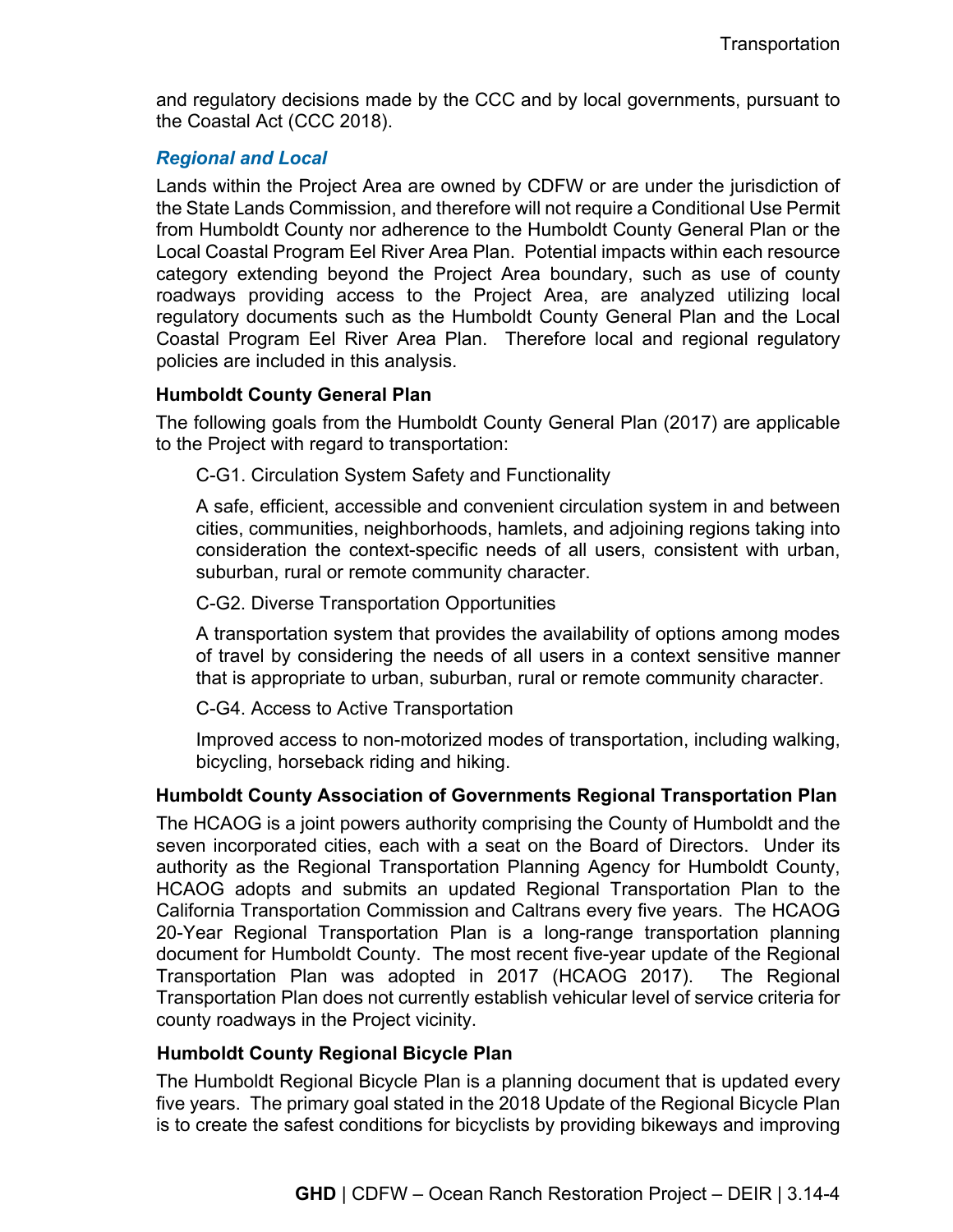and regulatory decisions made by the CCC and by local governments, pursuant to the Coastal Act (CCC 2018).

### *Regional and Local*

Lands within the Project Area are owned by CDFW or are under the jurisdiction of the State Lands Commission, and therefore will not require a Conditional Use Permit from Humboldt County nor adherence to the Humboldt County General Plan or the Local Coastal Program Eel River Area Plan. Potential impacts within each resource category extending beyond the Project Area boundary, such as use of county roadways providing access to the Project Area, are analyzed utilizing local regulatory documents such as the Humboldt County General Plan and the Local Coastal Program Eel River Area Plan. Therefore local and regional regulatory policies are included in this analysis.

#### **Humboldt County General Plan**

The following goals from the Humboldt County General Plan (2017) are applicable to the Project with regard to transportation:

> C-G1. Circulation System Safety and Functionality
>
> A safe, efficient, accessible and convenient circulation system in and between cities, communities, neighborhoods, hamlets, and adjoining regions taking into consideration the context-specific needs of all users, consistent with urban, suburban, rural or remote community character.
>
> C-G2. Diverse Transportation Opportunities
>
> A transportation system that provides the availability of options among modes of travel by considering the needs of all users in a context sensitive manner that is appropriate to urban, suburban, rural or remote community character.
>
> C-G4. Access to Active Transportation
>
> Improved access to non-motorized modes of transportation, including walking, bicycling, horseback riding and hiking.

#### **Humboldt County Association of Governments Regional Transportation Plan**

The HCAOG is a joint powers authority comprising the County of Humboldt and the seven incorporated cities, each with a seat on the Board of Directors. Under its authority as the Regional Transportation Planning Agency for Humboldt County, HCAOG adopts and submits an updated Regional Transportation Plan to the California Transportation Commission and Caltrans every five years. The HCAOG 20-Year Regional Transportation Plan is a long-range transportation planning document for Humboldt County. The most recent five-year update of the Regional Transportation Plan was adopted in 2017 (HCAOG 2017). The Regional Transportation Plan does not currently establish vehicular level of service criteria for county roadways in the Project vicinity.

#### **Humboldt County Regional Bicycle Plan**

The Humboldt Regional Bicycle Plan is a planning document that is updated every five years. The primary goal stated in the 2018 Update of the Regional Bicycle Plan is to create the safest conditions for bicyclists by providing bikeways and improving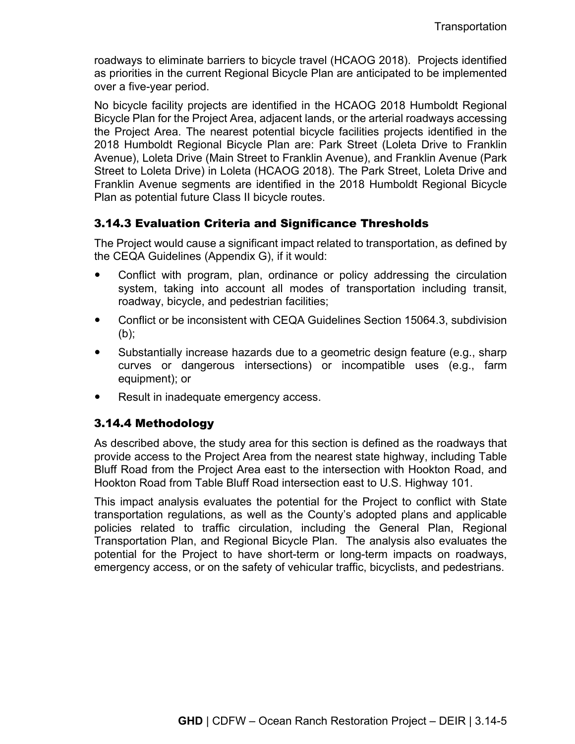roadways to eliminate barriers to bicycle travel (HCAOG 2018). Projects identified as priorities in the current Regional Bicycle Plan are anticipated to be implemented over a five-year period.

No bicycle facility projects are identified in the HCAOG 2018 Humboldt Regional Bicycle Plan for the Project Area, adjacent lands, or the arterial roadways accessing the Project Area. The nearest potential bicycle facilities projects identified in the 2018 Humboldt Regional Bicycle Plan are: Park Street (Loleta Drive to Franklin Avenue), Loleta Drive (Main Street to Franklin Avenue), and Franklin Avenue (Park Street to Loleta Drive) in Loleta (HCAOG 2018). The Park Street, Loleta Drive and Franklin Avenue segments are identified in the 2018 Humboldt Regional Bicycle Plan as potential future Class II bicycle routes.

### 3.14.3 Evaluation Criteria and Significance Thresholds

The Project would cause a significant impact related to transportation, as defined by the CEQA Guidelines (Appendix G), if it would:

- Conflict with program, plan, ordinance or policy addressing the circulation system, taking into account all modes of transportation including transit, roadway, bicycle, and pedestrian facilities;
- Conflict or be inconsistent with CEQA Guidelines Section 15064.3, subdivision (b);
- Substantially increase hazards due to a geometric design feature (e.g., sharp curves or dangerous intersections) or incompatible uses (e.g., farm equipment); or
- Result in inadequate emergency access.

### 3.14.4 Methodology

As described above, the study area for this section is defined as the roadways that provide access to the Project Area from the nearest state highway, including Table Bluff Road from the Project Area east to the intersection with Hookton Road, and Hookton Road from Table Bluff Road intersection east to U.S. Highway 101.

This impact analysis evaluates the potential for the Project to conflict with State transportation regulations, as well as the County's adopted plans and applicable policies related to traffic circulation, including the General Plan, Regional Transportation Plan, and Regional Bicycle Plan. The analysis also evaluates the potential for the Project to have short-term or long-term impacts on roadways, emergency access, or on the safety of vehicular traffic, bicyclists, and pedestrians.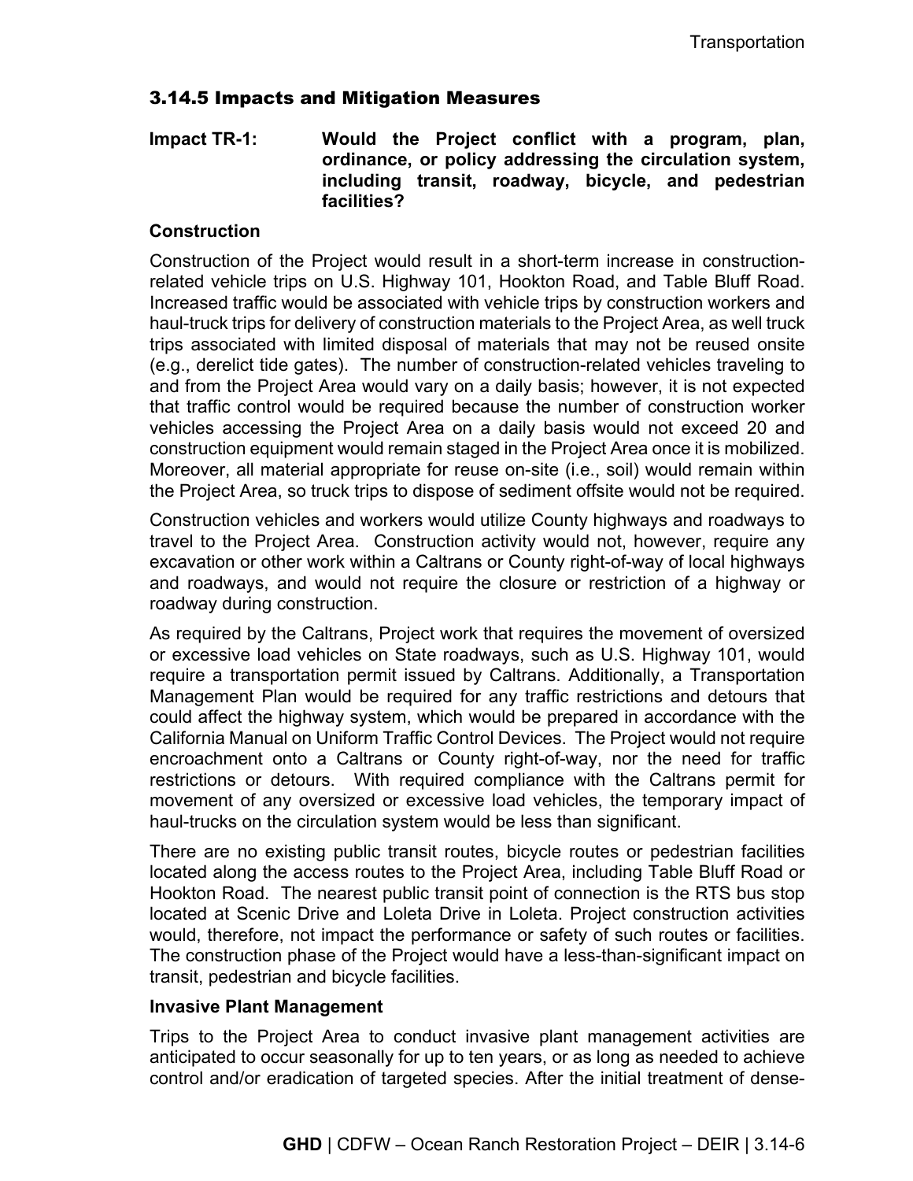### 3.14.5 Impacts and Mitigation Measures

**Impact TR-1: Would the Project conflict with a program, plan, ordinance, or policy addressing the circulation system, including transit, roadway, bicycle, and pedestrian facilities?**

**Construction**

Construction of the Project would result in a short-term increase in construction-related vehicle trips on U.S. Highway 101, Hookton Road, and Table Bluff Road. Increased traffic would be associated with vehicle trips by construction workers and haul-truck trips for delivery of construction materials to the Project Area, as well truck trips associated with limited disposal of materials that may not be reused onsite (e.g., derelict tide gates). The number of construction-related vehicles traveling to and from the Project Area would vary on a daily basis; however, it is not expected that traffic control would be required because the number of construction worker vehicles accessing the Project Area on a daily basis would not exceed 20 and construction equipment would remain staged in the Project Area once it is mobilized. Moreover, all material appropriate for reuse on-site (i.e., soil) would remain within the Project Area, so truck trips to dispose of sediment offsite would not be required.

Construction vehicles and workers would utilize County highways and roadways to travel to the Project Area. Construction activity would not, however, require any excavation or other work within a Caltrans or County right-of-way of local highways and roadways, and would not require the closure or restriction of a highway or roadway during construction.

As required by the Caltrans, Project work that requires the movement of oversized or excessive load vehicles on State roadways, such as U.S. Highway 101, would require a transportation permit issued by Caltrans. Additionally, a Transportation Management Plan would be required for any traffic restrictions and detours that could affect the highway system, which would be prepared in accordance with the California Manual on Uniform Traffic Control Devices. The Project would not require encroachment onto a Caltrans or County right-of-way, nor the need for traffic restrictions or detours. With required compliance with the Caltrans permit for movement of any oversized or excessive load vehicles, the temporary impact of haul-trucks on the circulation system would be less than significant.

There are no existing public transit routes, bicycle routes or pedestrian facilities located along the access routes to the Project Area, including Table Bluff Road or Hookton Road. The nearest public transit point of connection is the RTS bus stop located at Scenic Drive and Loleta Drive in Loleta. Project construction activities would, therefore, not impact the performance or safety of such routes or facilities. The construction phase of the Project would have a less-than-significant impact on transit, pedestrian and bicycle facilities.

**Invasive Plant Management**

Trips to the Project Area to conduct invasive plant management activities are anticipated to occur seasonally for up to ten years, or as long as needed to achieve control and/or eradication of targeted species. After the initial treatment of dense-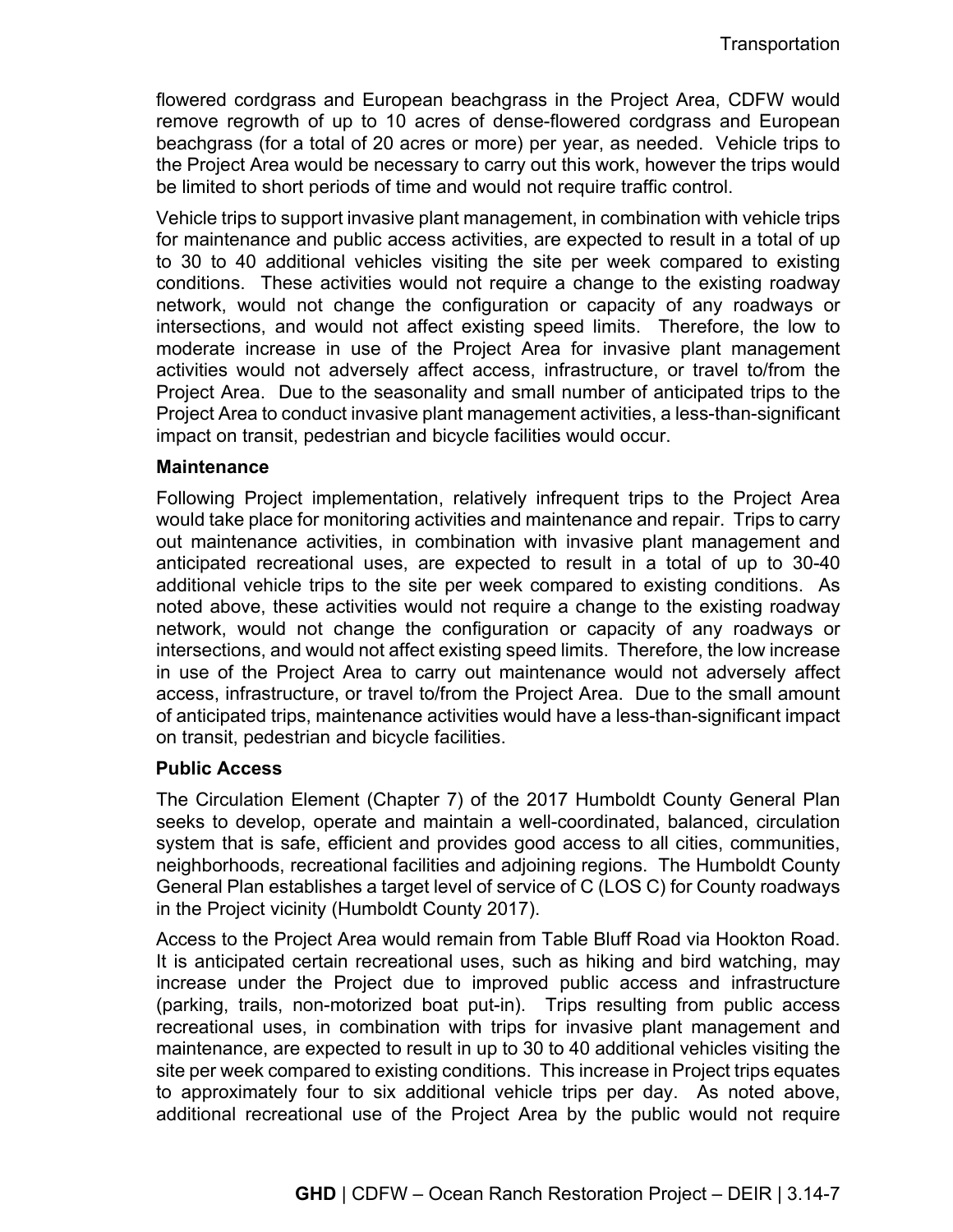flowered cordgrass and European beachgrass in the Project Area, CDFW would remove regrowth of up to 10 acres of dense-flowered cordgrass and European beachgrass (for a total of 20 acres or more) per year, as needed. Vehicle trips to the Project Area would be necessary to carry out this work, however the trips would be limited to short periods of time and would not require traffic control.

Vehicle trips to support invasive plant management, in combination with vehicle trips for maintenance and public access activities, are expected to result in a total of up to 30 to 40 additional vehicles visiting the site per week compared to existing conditions. These activities would not require a change to the existing roadway network, would not change the configuration or capacity of any roadways or intersections, and would not affect existing speed limits. Therefore, the low to moderate increase in use of the Project Area for invasive plant management activities would not adversely affect access, infrastructure, or travel to/from the Project Area. Due to the seasonality and small number of anticipated trips to the Project Area to conduct invasive plant management activities, a less-than-significant impact on transit, pedestrian and bicycle facilities would occur.

**Maintenance**

Following Project implementation, relatively infrequent trips to the Project Area would take place for monitoring activities and maintenance and repair. Trips to carry out maintenance activities, in combination with invasive plant management and anticipated recreational uses, are expected to result in a total of up to 30-40 additional vehicle trips to the site per week compared to existing conditions. As noted above, these activities would not require a change to the existing roadway network, would not change the configuration or capacity of any roadways or intersections, and would not affect existing speed limits. Therefore, the low increase in use of the Project Area to carry out maintenance would not adversely affect access, infrastructure, or travel to/from the Project Area. Due to the small amount of anticipated trips, maintenance activities would have a less-than-significant impact on transit, pedestrian and bicycle facilities.

**Public Access**

The Circulation Element (Chapter 7) of the 2017 Humboldt County General Plan seeks to develop, operate and maintain a well-coordinated, balanced, circulation system that is safe, efficient and provides good access to all cities, communities, neighborhoods, recreational facilities and adjoining regions. The Humboldt County General Plan establishes a target level of service of C (LOS C) for County roadways in the Project vicinity (Humboldt County 2017).

Access to the Project Area would remain from Table Bluff Road via Hookton Road. It is anticipated certain recreational uses, such as hiking and bird watching, may increase under the Project due to improved public access and infrastructure (parking, trails, non-motorized boat put-in). Trips resulting from public access recreational uses, in combination with trips for invasive plant management and maintenance, are expected to result in up to 30 to 40 additional vehicles visiting the site per week compared to existing conditions. This increase in Project trips equates to approximately four to six additional vehicle trips per day. As noted above, additional recreational use of the Project Area by the public would not require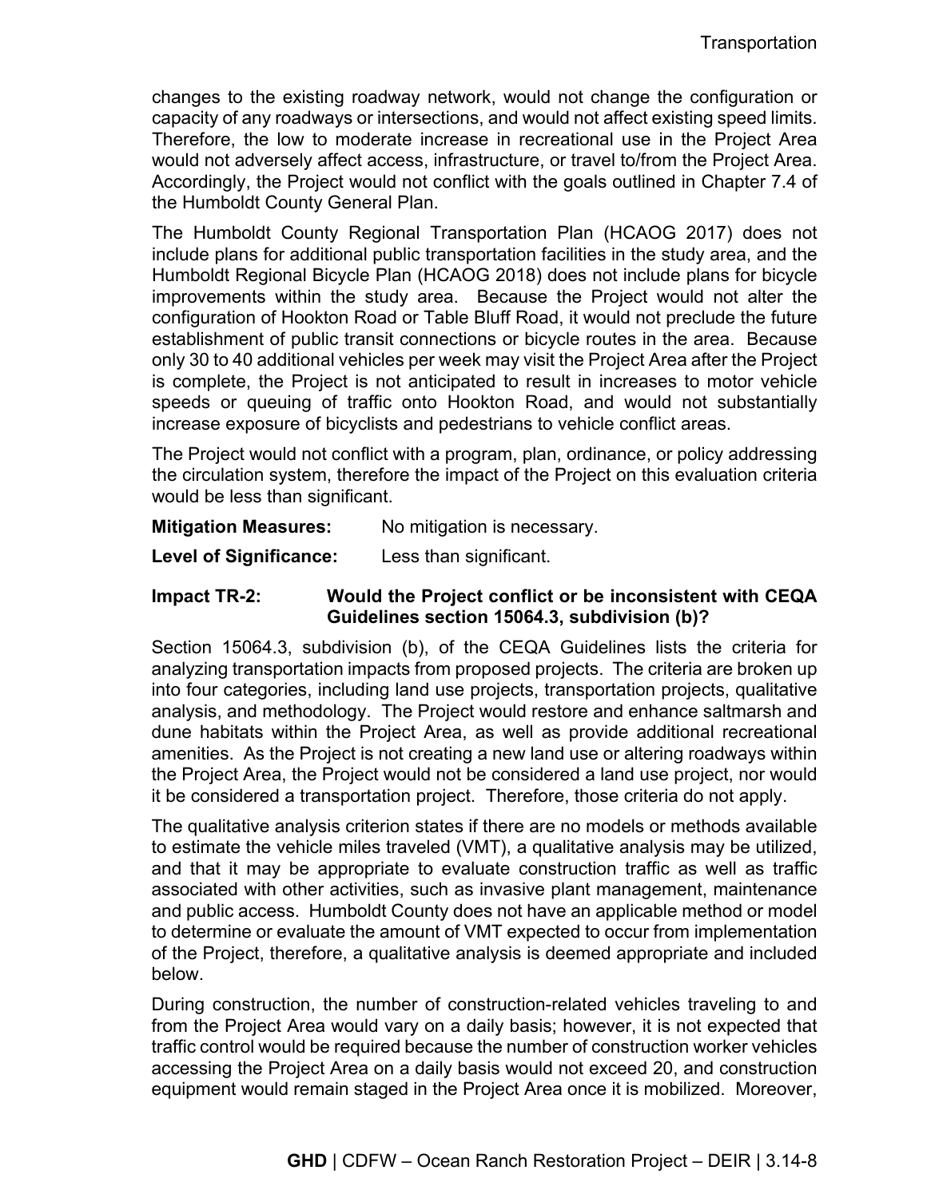changes to the existing roadway network, would not change the configuration or capacity of any roadways or intersections, and would not affect existing speed limits. Therefore, the low to moderate increase in recreational use in the Project Area would not adversely affect access, infrastructure, or travel to/from the Project Area. Accordingly, the Project would not conflict with the goals outlined in Chapter 7.4 of the Humboldt County General Plan.

The Humboldt County Regional Transportation Plan (HCAOG 2017) does not include plans for additional public transportation facilities in the study area, and the Humboldt Regional Bicycle Plan (HCAOG 2018) does not include plans for bicycle improvements within the study area. Because the Project would not alter the configuration of Hookton Road or Table Bluff Road, it would not preclude the future establishment of public transit connections or bicycle routes in the area. Because only 30 to 40 additional vehicles per week may visit the Project Area after the Project is complete, the Project is not anticipated to result in increases to motor vehicle speeds or queuing of traffic onto Hookton Road, and would not substantially increase exposure of bicyclists and pedestrians to vehicle conflict areas.

The Project would not conflict with a program, plan, ordinance, or policy addressing the circulation system, therefore the impact of the Project on this evaluation criteria would be less than significant.

**Mitigation Measures:** No mitigation is necessary.

**Level of Significance:** Less than significant.

**Impact TR-2: Would the Project conflict or be inconsistent with CEQA Guidelines section 15064.3, subdivision (b)?**

Section 15064.3, subdivision (b), of the CEQA Guidelines lists the criteria for analyzing transportation impacts from proposed projects. The criteria are broken up into four categories, including land use projects, transportation projects, qualitative analysis, and methodology. The Project would restore and enhance saltmarsh and dune habitats within the Project Area, as well as provide additional recreational amenities. As the Project is not creating a new land use or altering roadways within the Project Area, the Project would not be considered a land use project, nor would it be considered a transportation project. Therefore, those criteria do not apply.

The qualitative analysis criterion states if there are no models or methods available to estimate the vehicle miles traveled (VMT), a qualitative analysis may be utilized, and that it may be appropriate to evaluate construction traffic as well as traffic associated with other activities, such as invasive plant management, maintenance and public access. Humboldt County does not have an applicable method or model to determine or evaluate the amount of VMT expected to occur from implementation of the Project, therefore, a qualitative analysis is deemed appropriate and included below.

During construction, the number of construction-related vehicles traveling to and from the Project Area would vary on a daily basis; however, it is not expected that traffic control would be required because the number of construction worker vehicles accessing the Project Area on a daily basis would not exceed 20, and construction equipment would remain staged in the Project Area once it is mobilized. Moreover,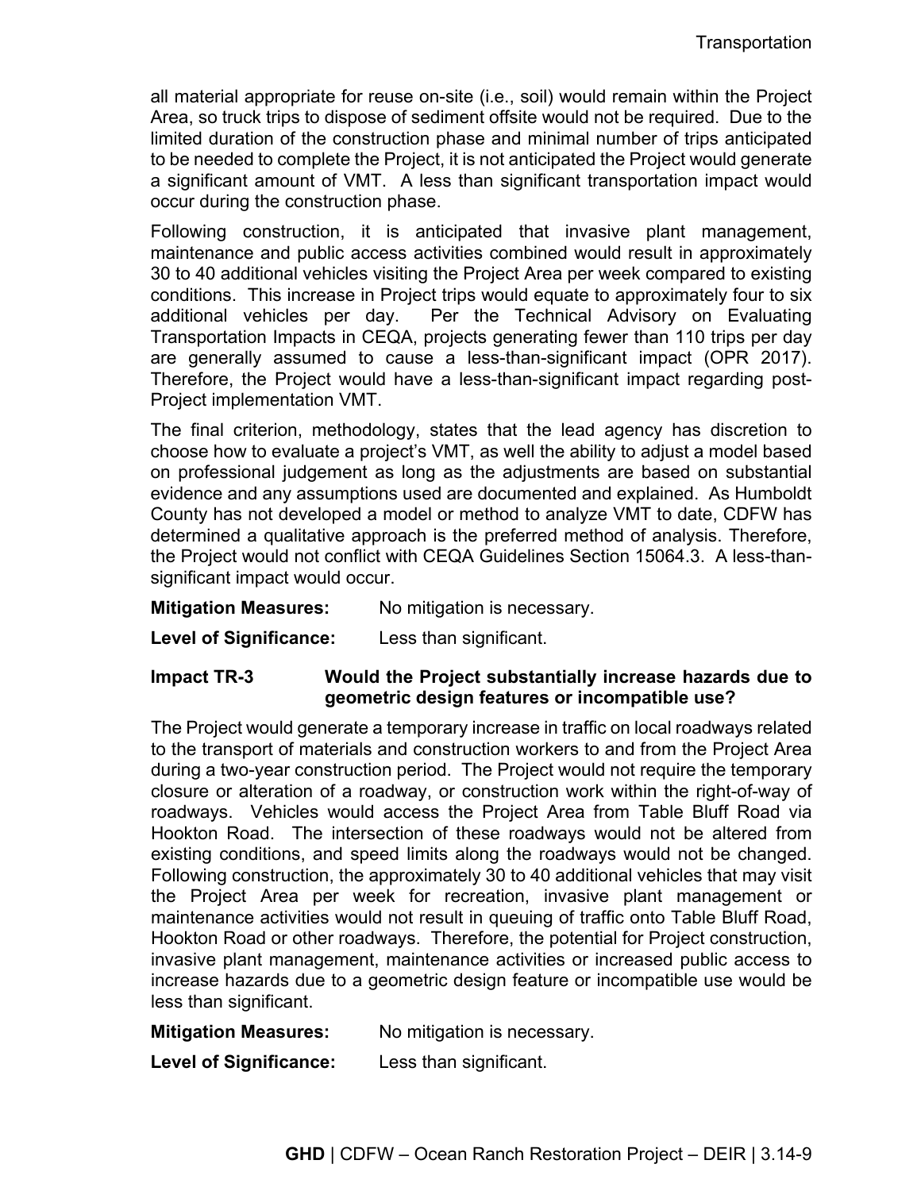all material appropriate for reuse on-site (i.e., soil) would remain within the Project Area, so truck trips to dispose of sediment offsite would not be required. Due to the limited duration of the construction phase and minimal number of trips anticipated to be needed to complete the Project, it is not anticipated the Project would generate a significant amount of VMT. A less than significant transportation impact would occur during the construction phase.

Following construction, it is anticipated that invasive plant management, maintenance and public access activities combined would result in approximately 30 to 40 additional vehicles visiting the Project Area per week compared to existing conditions. This increase in Project trips would equate to approximately four to six additional vehicles per day. Per the Technical Advisory on Evaluating Transportation Impacts in CEQA, projects generating fewer than 110 trips per day are generally assumed to cause a less-than-significant impact (OPR 2017). Therefore, the Project would have a less-than-significant impact regarding post-Project implementation VMT.

The final criterion, methodology, states that the lead agency has discretion to choose how to evaluate a project's VMT, as well the ability to adjust a model based on professional judgement as long as the adjustments are based on substantial evidence and any assumptions used are documented and explained. As Humboldt County has not developed a model or method to analyze VMT to date, CDFW has determined a qualitative approach is the preferred method of analysis. Therefore, the Project would not conflict with CEQA Guidelines Section 15064.3. A less-than-significant impact would occur.

**Mitigation Measures:** No mitigation is necessary.

**Level of Significance:** Less than significant.

#### Impact TR-3 Would the Project substantially increase hazards due to geometric design features or incompatible use?

The Project would generate a temporary increase in traffic on local roadways related to the transport of materials and construction workers to and from the Project Area during a two-year construction period. The Project would not require the temporary closure or alteration of a roadway, or construction work within the right-of-way of roadways. Vehicles would access the Project Area from Table Bluff Road via Hookton Road. The intersection of these roadways would not be altered from existing conditions, and speed limits along the roadways would not be changed. Following construction, the approximately 30 to 40 additional vehicles that may visit the Project Area per week for recreation, invasive plant management or maintenance activities would not result in queuing of traffic onto Table Bluff Road, Hookton Road or other roadways. Therefore, the potential for Project construction, invasive plant management, maintenance activities or increased public access to increase hazards due to a geometric design feature or incompatible use would be less than significant.

**Mitigation Measures:** No mitigation is necessary.

**Level of Significance:** Less than significant.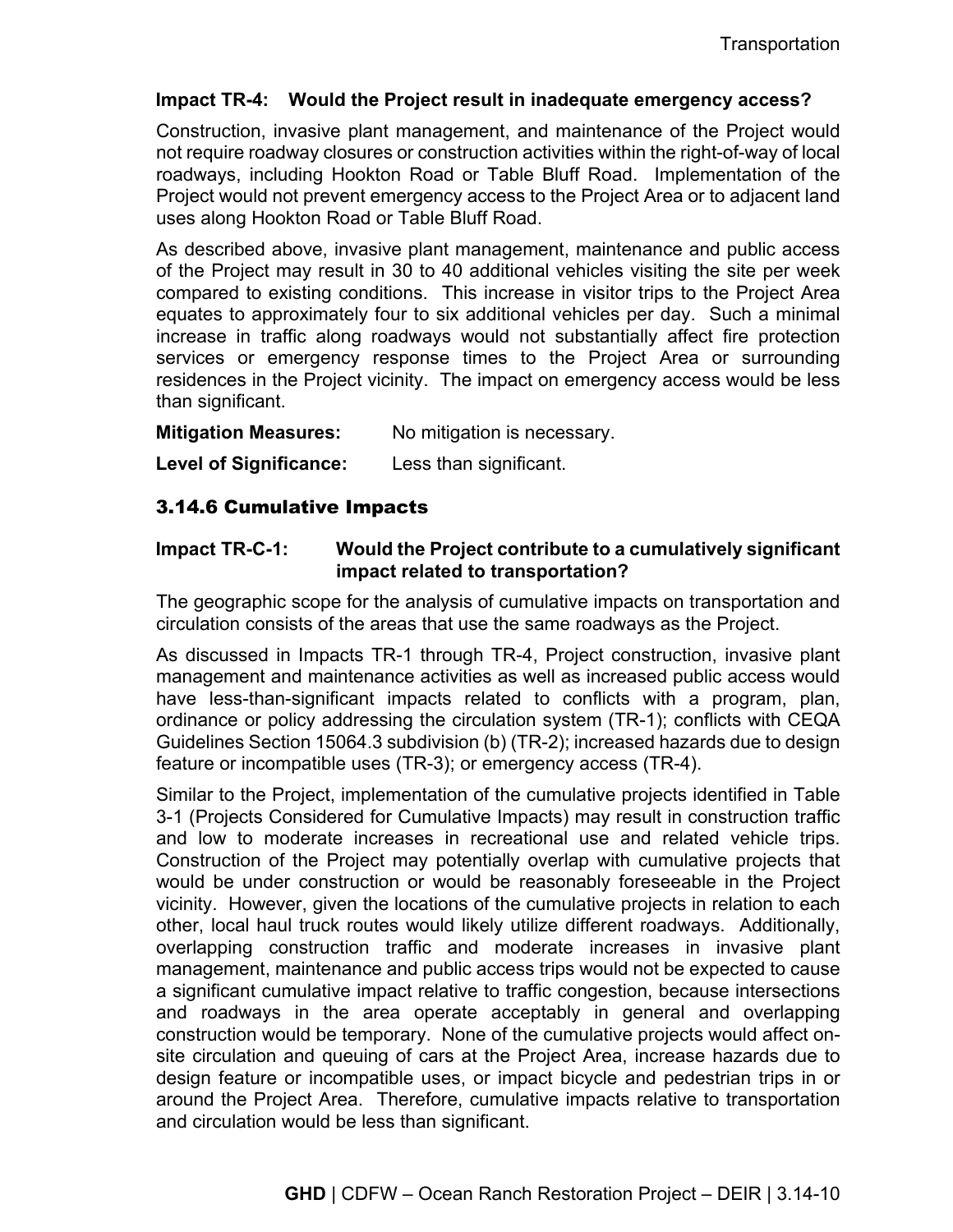**Impact TR-4: Would the Project result in inadequate emergency access?**

Construction, invasive plant management, and maintenance of the Project would not require roadway closures or construction activities within the right-of-way of local roadways, including Hookton Road or Table Bluff Road. Implementation of the Project would not prevent emergency access to the Project Area or to adjacent land uses along Hookton Road or Table Bluff Road.

As described above, invasive plant management, maintenance and public access of the Project may result in 30 to 40 additional vehicles visiting the site per week compared to existing conditions. This increase in visitor trips to the Project Area equates to approximately four to six additional vehicles per day. Such a minimal increase in traffic along roadways would not substantially affect fire protection services or emergency response times to the Project Area or surrounding residences in the Project vicinity. The impact on emergency access would be less than significant.

**Mitigation Measures:** No mitigation is necessary.

**Level of Significance:** Less than significant.

## 3.14.6 Cumulative Impacts

**Impact TR-C-1: Would the Project contribute to a cumulatively significant impact related to transportation?**

The geographic scope for the analysis of cumulative impacts on transportation and circulation consists of the areas that use the same roadways as the Project.

As discussed in Impacts TR-1 through TR-4, Project construction, invasive plant management and maintenance activities as well as increased public access would have less-than-significant impacts related to conflicts with a program, plan, ordinance or policy addressing the circulation system (TR-1); conflicts with CEQA Guidelines Section 15064.3 subdivision (b) (TR-2); increased hazards due to design feature or incompatible uses (TR-3); or emergency access (TR-4).

Similar to the Project, implementation of the cumulative projects identified in Table 3-1 (Projects Considered for Cumulative Impacts) may result in construction traffic and low to moderate increases in recreational use and related vehicle trips. Construction of the Project may potentially overlap with cumulative projects that would be under construction or would be reasonably foreseeable in the Project vicinity. However, given the locations of the cumulative projects in relation to each other, local haul truck routes would likely utilize different roadways. Additionally, overlapping construction traffic and moderate increases in invasive plant management, maintenance and public access trips would not be expected to cause a significant cumulative impact relative to traffic congestion, because intersections and roadways in the area operate acceptably in general and overlapping construction would be temporary. None of the cumulative projects would affect on-site circulation and queuing of cars at the Project Area, increase hazards due to design feature or incompatible uses, or impact bicycle and pedestrian trips in or around the Project Area. Therefore, cumulative impacts relative to transportation and circulation would be less than significant.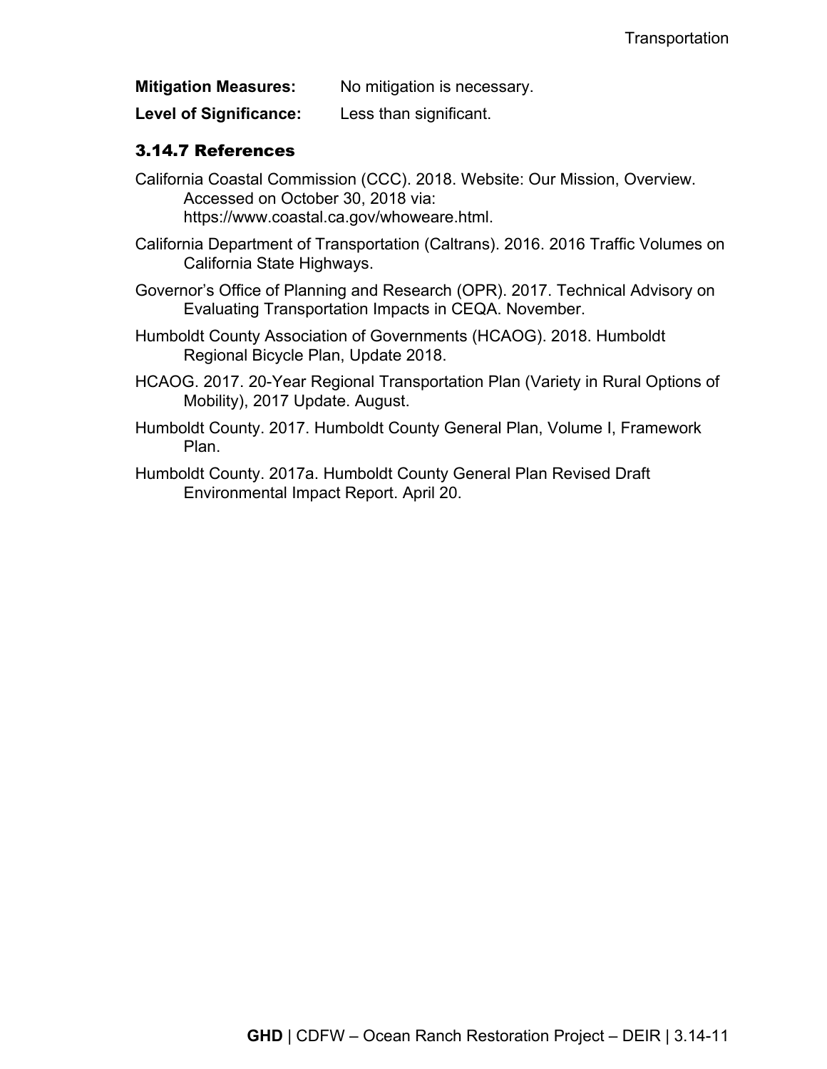**Mitigation Measures:** No mitigation is necessary.

**Level of Significance:** Less than significant.

### 3.14.7 References

California Coastal Commission (CCC). 2018. Website: Our Mission, Overview. Accessed on October 30, 2018 via: https://www.coastal.ca.gov/whoweare.html.

California Department of Transportation (Caltrans). 2016. 2016 Traffic Volumes on California State Highways.

Governor's Office of Planning and Research (OPR). 2017. Technical Advisory on Evaluating Transportation Impacts in CEQA. November.

Humboldt County Association of Governments (HCAOG). 2018. Humboldt Regional Bicycle Plan, Update 2018.

HCAOG. 2017. 20-Year Regional Transportation Plan (Variety in Rural Options of Mobility), 2017 Update. August.

Humboldt County. 2017. Humboldt County General Plan, Volume I, Framework Plan.

Humboldt County. 2017a. Humboldt County General Plan Revised Draft Environmental Impact Report. April 20.